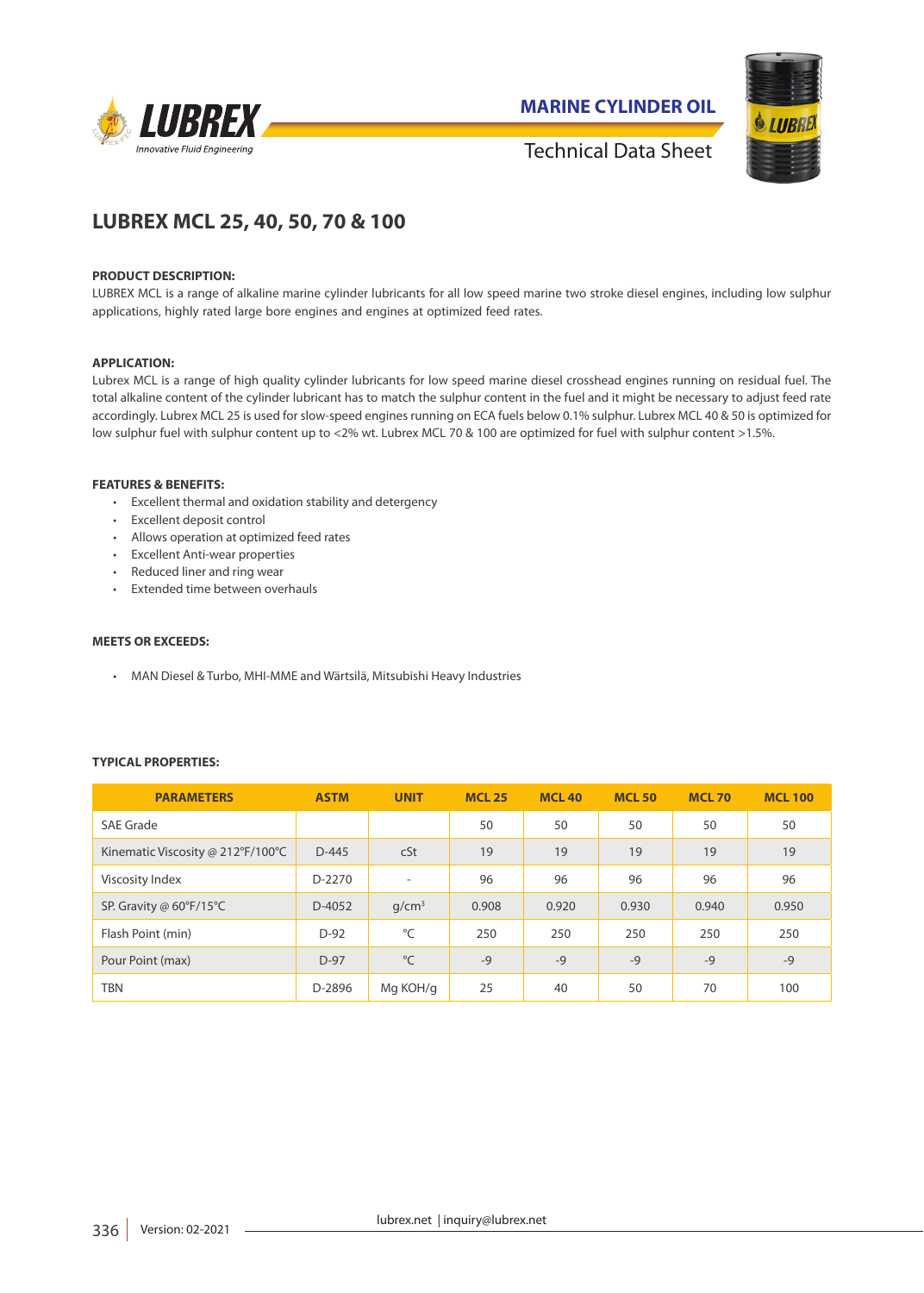MARINE CYLINDER OIL

Technical Data Sheet

# LUBREX MCL 25, 40, 50, 70 & 100

**PRODUCT DESCRIPTION:**

LUBREX MCL is a range of alkaline marine cylinder lubricants for all low speed marine two stroke diesel engines, including low sulphur applications, highly rated large bore engines and engines at optimized feed rates.

**APPLICATION:**

Lubrex MCL is a range of high quality cylinder lubricants for low speed marine diesel crosshead engines running on residual fuel. The total alkaline content of the cylinder lubricant has to match the sulphur content in the fuel and it might be necessary to adjust feed rate accordingly. Lubrex MCL 25 is used for slow-speed engines running on ECA fuels below 0.1% sulphur. Lubrex MCL 40 & 50 is optimized for low sulphur fuel with sulphur content up to <2% wt. Lubrex MCL 70 & 100 are optimized for fuel with sulphur content >1.5%.

**FEATURES & BENEFITS:**

- Excellent thermal and oxidation stability and detergency
- Excellent deposit control
- Allows operation at optimized feed rates
- Excellent Anti-wear properties
- Reduced liner and ring wear
- Extended time between overhauls

**MEETS OR EXCEEDS:**

- MAN Diesel & Turbo, MHI-MME and Wärtsilä, Mitsubishi Heavy Industries

**TYPICAL PROPERTIES:**

| PARAMETERS | ASTM | UNIT | MCL 25 | MCL 40 | MCL 50 | MCL 70 | MCL 100 |
|---|---|---|---|---|---|---|---|
| SAE Grade | | | 50 | 50 | 50 | 50 | 50 |
| Kinematic Viscosity @ 212°F/100°C | D-445 | cSt | 19 | 19 | 19 | 19 | 19 |
| Viscosity Index | D-2270 | - | 96 | 96 | 96 | 96 | 96 |
| SP. Gravity @ 60°F/15°C | D-4052 | g/cm³ | 0.908 | 0.920 | 0.930 | 0.940 | 0.950 |
| Flash Point (min) | D-92 | °C | 250 | 250 | 250 | 250 | 250 |
| Pour Point (max) | D-97 | °C | -9 | -9 | -9 | -9 | -9 |
| TBN | D-2896 | Mg KOH/g | 25 | 40 | 50 | 70 | 100 |

Version: 02-2021

lubrex.net | inquiry@lubrex.net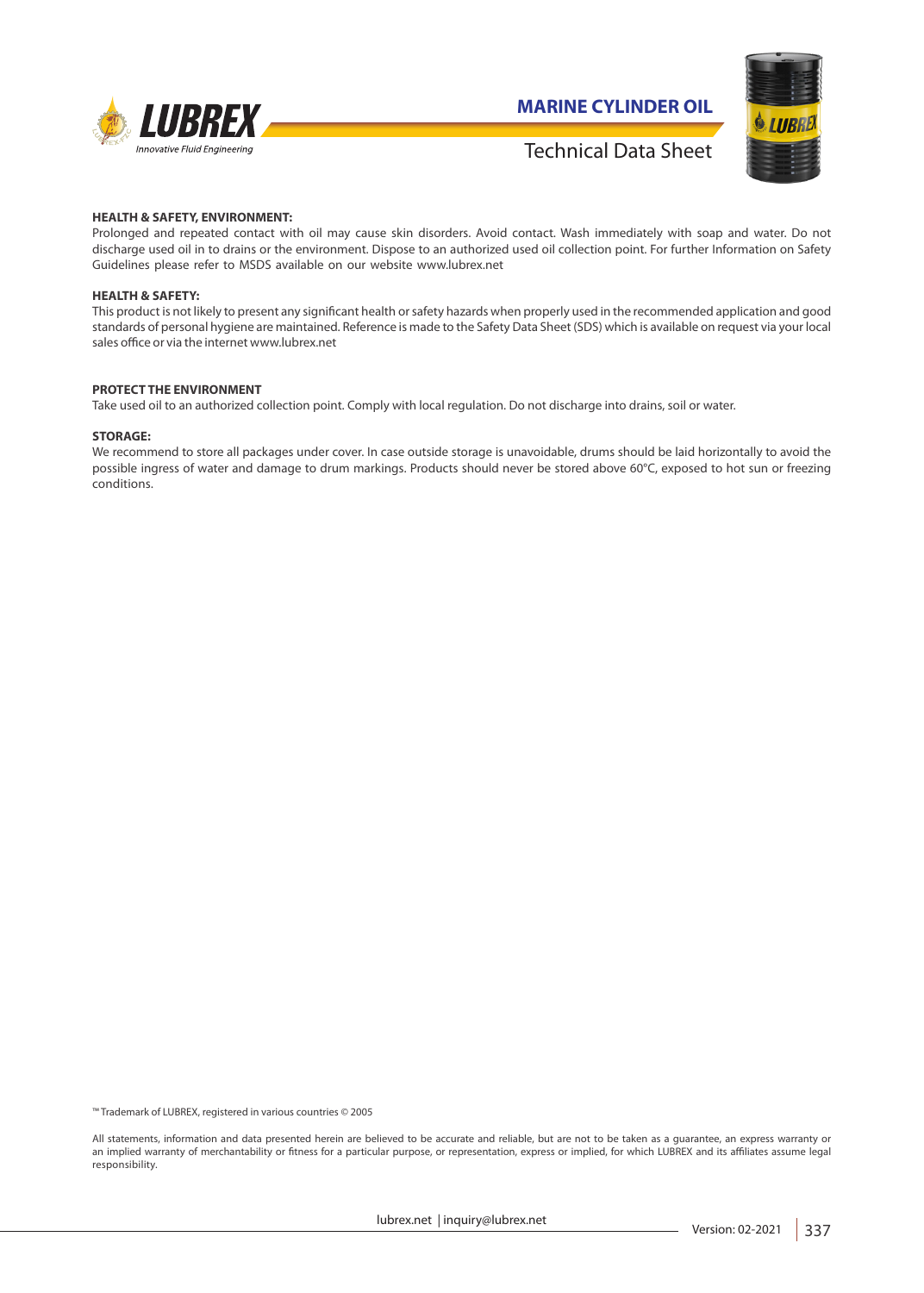**HEALTH & SAFETY, ENVIRONMENT:**

Prolonged and repeated contact with oil may cause skin disorders. Avoid contact. Wash immediately with soap and water. Do not discharge used oil in to drains or the environment. Dispose to an authorized used oil collection point. For further Information on Safety Guidelines please refer to MSDS available on our website www.lubrex.net

**HEALTH & SAFETY:**

This product is not likely to present any significant health or safety hazards when properly used in the recommended application and good standards of personal hygiene are maintained. Reference is made to the Safety Data Sheet (SDS) which is available on request via your local sales office or via the internet www.lubrex.net

**PROTECT THE ENVIRONMENT**

Take used oil to an authorized collection point. Comply with local regulation. Do not discharge into drains, soil or water.

**STORAGE:**

We recommend to store all packages under cover. In case outside storage is unavoidable, drums should be laid horizontally to avoid the possible ingress of water and damage to drum markings. Products should never be stored above 60°C, exposed to hot sun or freezing conditions.

™ Trademark of LUBREX, registered in various countries © 2005

All statements, information and data presented herein are believed to be accurate and reliable, but are not to be taken as a guarantee, an express warranty or an implied warranty of merchantability or fitness for a particular purpose, or representation, express or implied, for which LUBREX and its affiliates assume legal responsibility.